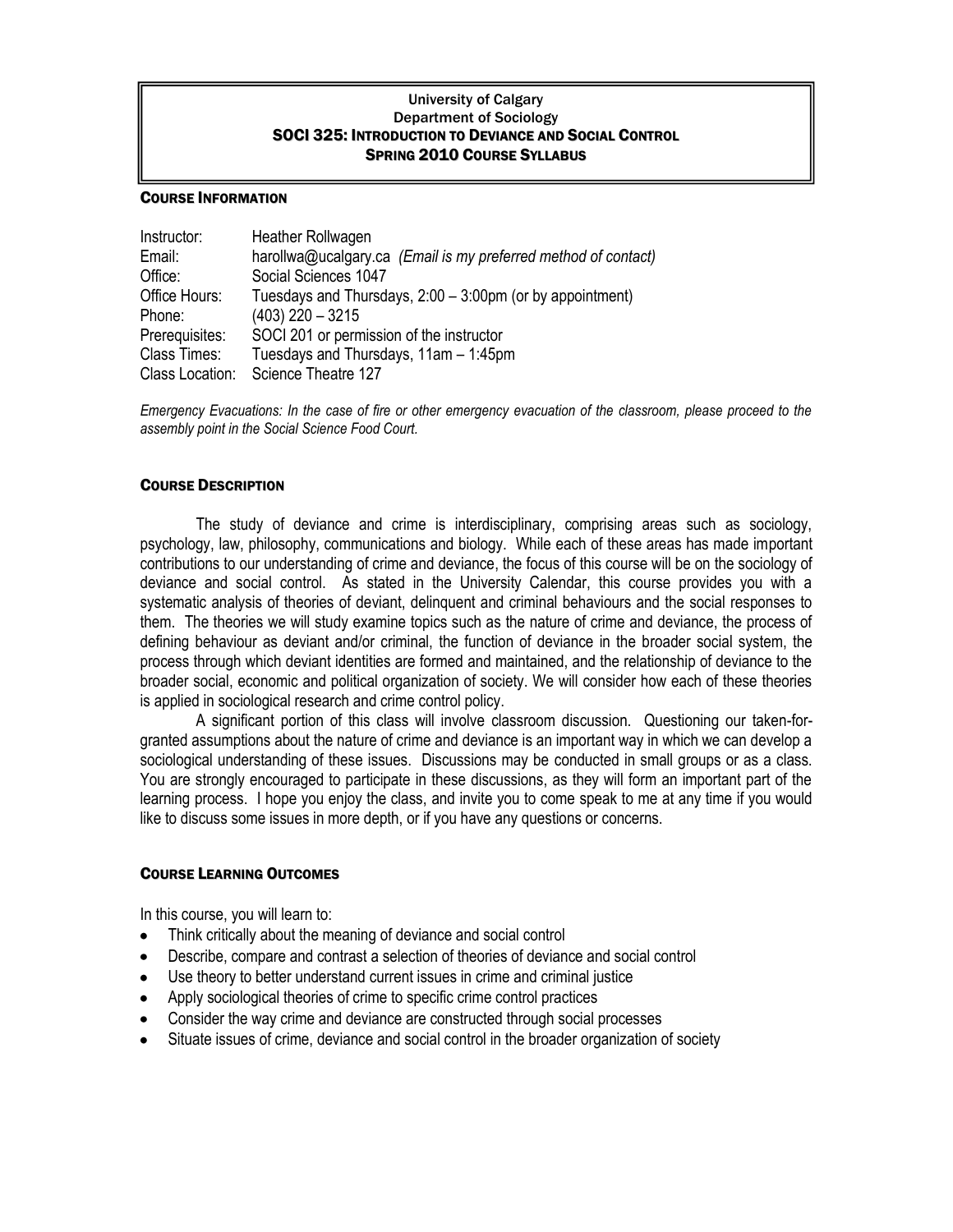# University of Calgary
## Department of Sociology
## SOCI 325: Introduction to Deviance and Social Control
## Spring 2010 Course Syllabus

### COURSE INFORMATION

| | |
|---|---|
| Instructor: | Heather Rollwagen |
| Email: | harollwa@ucalgary.ca *(Email is my preferred method of contact)* |
| Office: | Social Sciences 1047 |
| Office Hours: | Tuesdays and Thursdays, 2:00 – 3:00pm (or by appointment) |
| Phone: | (403) 220 – 3215 |
| Prerequisites: | SOCI 201 or permission of the instructor |
| Class Times: | Tuesdays and Thursdays, 11am – 1:45pm |
| Class Location: | Science Theatre 127 |

*Emergency Evacuations: In the case of fire or other emergency evacuation of the classroom, please proceed to the assembly point in the Social Science Food Court.*

### COURSE DESCRIPTION

The study of deviance and crime is interdisciplinary, comprising areas such as sociology, psychology, law, philosophy, communications and biology. While each of these areas has made important contributions to our understanding of crime and deviance, the focus of this course will be on the sociology of deviance and social control. As stated in the University Calendar, this course provides you with a systematic analysis of theories of deviant, delinquent and criminal behaviours and the social responses to them. The theories we will study examine topics such as the nature of crime and deviance, the process of defining behaviour as deviant and/or criminal, the function of deviance in the broader social system, the process through which deviant identities are formed and maintained, and the relationship of deviance to the broader social, economic and political organization of society. We will consider how each of these theories is applied in sociological research and crime control policy.

A significant portion of this class will involve classroom discussion. Questioning our taken-for-granted assumptions about the nature of crime and deviance is an important way in which we can develop a sociological understanding of these issues. Discussions may be conducted in small groups or as a class. You are strongly encouraged to participate in these discussions, as they will form an important part of the learning process. I hope you enjoy the class, and invite you to come speak to me at any time if you would like to discuss some issues in more depth, or if you have any questions or concerns.

### COURSE LEARNING OUTCOMES

In this course, you will learn to:

- Think critically about the meaning of deviance and social control
- Describe, compare and contrast a selection of theories of deviance and social control
- Use theory to better understand current issues in crime and criminal justice
- Apply sociological theories of crime to specific crime control practices
- Consider the way crime and deviance are constructed through social processes
- Situate issues of crime, deviance and social control in the broader organization of society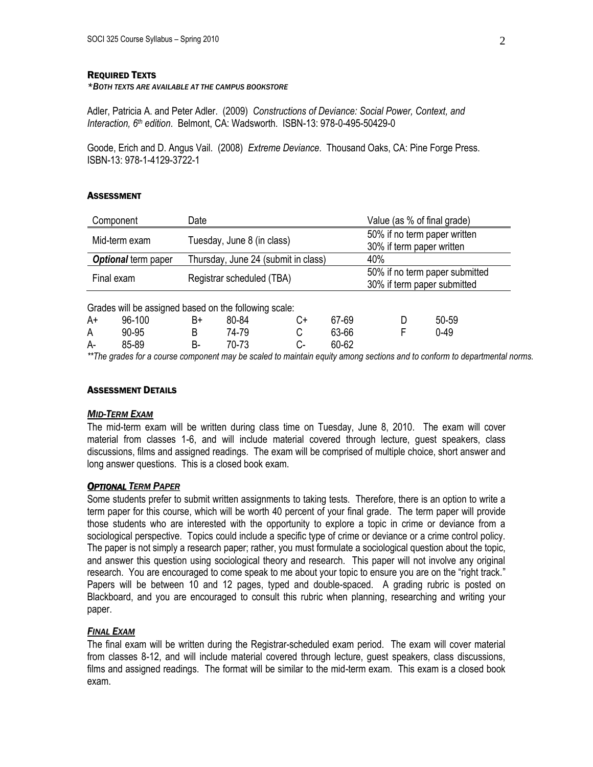## Required Texts

*\*Both texts are available at the campus bookstore*

Adler, Patricia A. and Peter Adler. (2009) *Constructions of Deviance: Social Power, Context, and Interaction, 6th edition*. Belmont, CA: Wadsworth. ISBN-13: 978-0-495-50429-0

Goode, Erich and D. Angus Vail. (2008) *Extreme Deviance*. Thousand Oaks, CA: Pine Forge Press. ISBN-13: 978-1-4129-3722-1

## Assessment

| Component | Date | Value (as % of final grade) |
|---|---|---|
| Mid-term exam | Tuesday, June 8 (in class) | 50% if no term paper written<br>30% if term paper written |
| ***Optional*** term paper | Thursday, June 24 (submit in class) | 40% |
| Final exam | Registrar scheduled (TBA) | 50% if no term paper submitted<br>30% if term paper submitted |

Grades will be assigned based on the following scale:

| | | | | | | | |
|---|---|---|---|---|---|---|---|
| A+ | 96-100 | B+ | 80-84 | C+ | 67-69 | D | 50-59 |
| A | 90-95 | B | 74-79 | C | 63-66 | F | 0-49 |
| A- | 85-89 | B- | 70-73 | C- | 60-62 | | |

*\*\*The grades for a course component may be scaled to maintain equity among sections and to conform to departmental norms.*

## Assessment Details

### *Mid-Term Exam*

The mid-term exam will be written during class time on Tuesday, June 8, 2010. The exam will cover material from classes 1-6, and will include material covered through lecture, guest speakers, class discussions, films and assigned readings. The exam will be comprised of multiple choice, short answer and long answer questions. This is a closed book exam.

### ***Optional*** *Term Paper*

Some students prefer to submit written assignments to taking tests. Therefore, there is an option to write a term paper for this course, which will be worth 40 percent of your final grade. The term paper will provide those students who are interested with the opportunity to explore a topic in crime or deviance from a sociological perspective. Topics could include a specific type of crime or deviance or a crime control policy. The paper is not simply a research paper; rather, you must formulate a sociological question about the topic, and answer this question using sociological theory and research. This paper will not involve any original research. You are encouraged to come speak to me about your topic to ensure you are on the "right track." Papers will be between 10 and 12 pages, typed and double-spaced. A grading rubric is posted on Blackboard, and you are encouraged to consult this rubric when planning, researching and writing your paper.

### *Final Exam*

The final exam will be written during the Registrar-scheduled exam period. The exam will cover material from classes 8-12, and will include material covered through lecture, guest speakers, class discussions, films and assigned readings. The format will be similar to the mid-term exam. This exam is a closed book exam.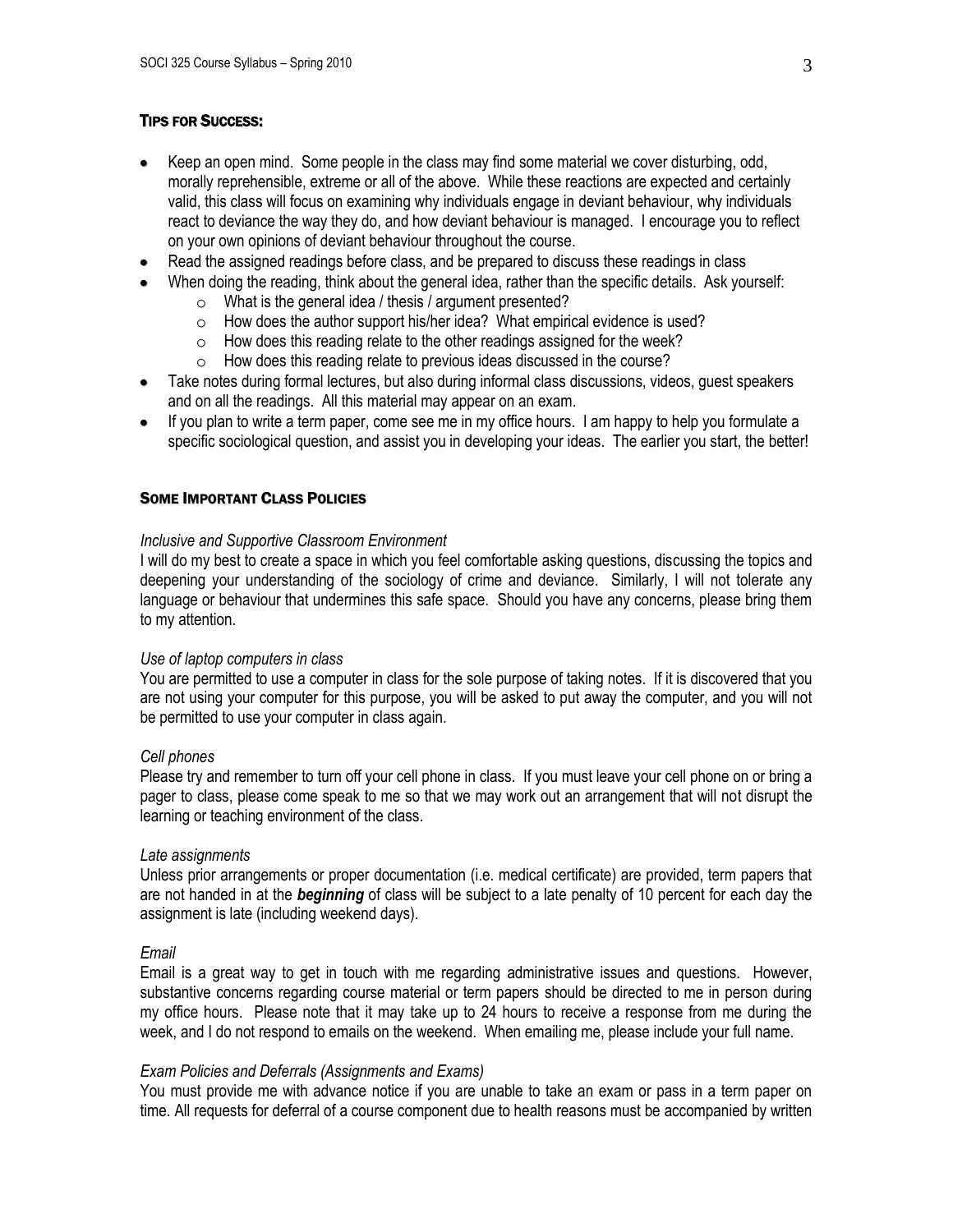## Tips for Success:

- Keep an open mind. Some people in the class may find some material we cover disturbing, odd, morally reprehensible, extreme or all of the above. While these reactions are expected and certainly valid, this class will focus on examining why individuals engage in deviant behaviour, why individuals react to deviance the way they do, and how deviant behaviour is managed. I encourage you to reflect on your own opinions of deviant behaviour throughout the course.
- Read the assigned readings before class, and be prepared to discuss these readings in class
- When doing the reading, think about the general idea, rather than the specific details. Ask yourself:
  - What is the general idea / thesis / argument presented?
  - How does the author support his/her idea? What empirical evidence is used?
  - How does this reading relate to the other readings assigned for the week?
  - How does this reading relate to previous ideas discussed in the course?
- Take notes during formal lectures, but also during informal class discussions, videos, guest speakers and on all the readings. All this material may appear on an exam.
- If you plan to write a term paper, come see me in my office hours. I am happy to help you formulate a specific sociological question, and assist you in developing your ideas. The earlier you start, the better!

## Some Important Class Policies

*Inclusive and Supportive Classroom Environment*

I will do my best to create a space in which you feel comfortable asking questions, discussing the topics and deepening your understanding of the sociology of crime and deviance. Similarly, I will not tolerate any language or behaviour that undermines this safe space. Should you have any concerns, please bring them to my attention.

*Use of laptop computers in class*

You are permitted to use a computer in class for the sole purpose of taking notes. If it is discovered that you are not using your computer for this purpose, you will be asked to put away the computer, and you will not be permitted to use your computer in class again.

*Cell phones*

Please try and remember to turn off your cell phone in class. If you must leave your cell phone on or bring a pager to class, please come speak to me so that we may work out an arrangement that will not disrupt the learning or teaching environment of the class.

*Late assignments*

Unless prior arrangements or proper documentation (i.e. medical certificate) are provided, term papers that are not handed in at the ***beginning*** of class will be subject to a late penalty of 10 percent for each day the assignment is late (including weekend days).

*Email*

Email is a great way to get in touch with me regarding administrative issues and questions. However, substantive concerns regarding course material or term papers should be directed to me in person during my office hours. Please note that it may take up to 24 hours to receive a response from me during the week, and I do not respond to emails on the weekend. When emailing me, please include your full name.

*Exam Policies and Deferrals (Assignments and Exams)*

You must provide me with advance notice if you are unable to take an exam or pass in a term paper on time. All requests for deferral of a course component due to health reasons must be accompanied by written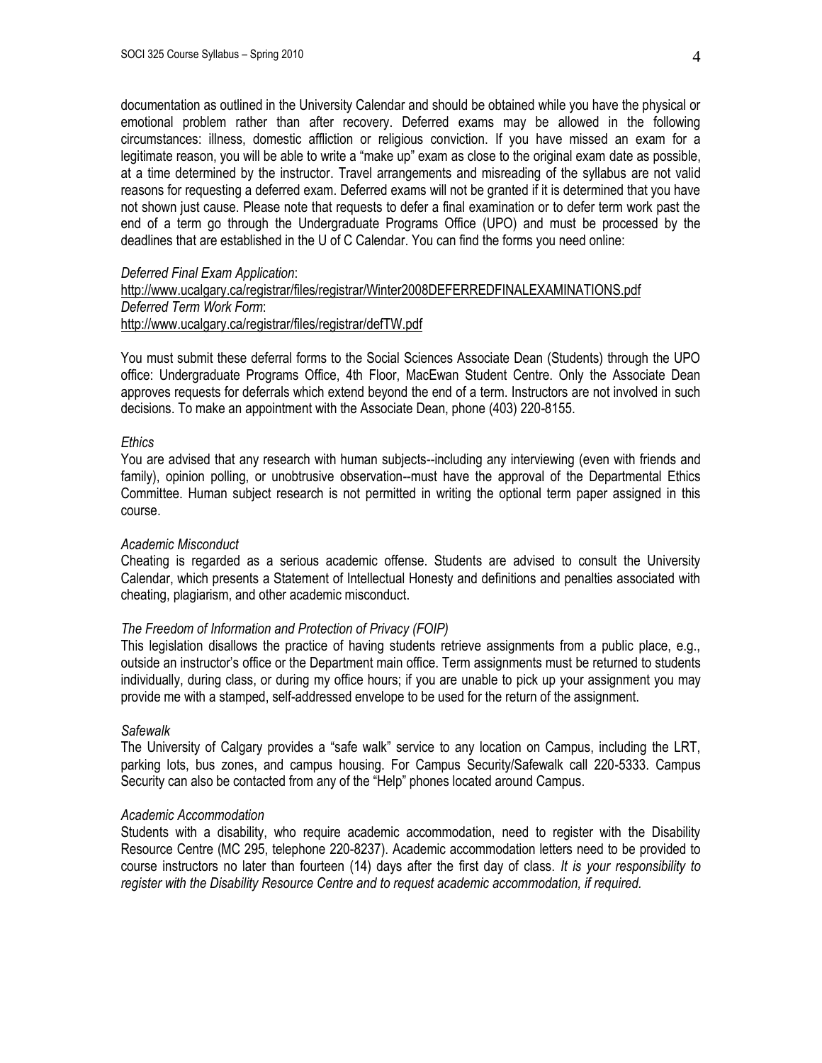documentation as outlined in the University Calendar and should be obtained while you have the physical or emotional problem rather than after recovery. Deferred exams may be allowed in the following circumstances: illness, domestic affliction or religious conviction. If you have missed an exam for a legitimate reason, you will be able to write a "make up" exam as close to the original exam date as possible, at a time determined by the instructor. Travel arrangements and misreading of the syllabus are not valid reasons for requesting a deferred exam. Deferred exams will not be granted if it is determined that you have not shown just cause. Please note that requests to defer a final examination or to defer term work past the end of a term go through the Undergraduate Programs Office (UPO) and must be processed by the deadlines that are established in the U of C Calendar. You can find the forms you need online:

*Deferred Final Exam Application*:
http://www.ucalgary.ca/registrar/files/registrar/Winter2008DEFERREDFINALEXAMINATIONS.pdf
*Deferred Term Work Form*:
http://www.ucalgary.ca/registrar/files/registrar/defTW.pdf

You must submit these deferral forms to the Social Sciences Associate Dean (Students) through the UPO office: Undergraduate Programs Office, 4th Floor, MacEwan Student Centre. Only the Associate Dean approves requests for deferrals which extend beyond the end of a term. Instructors are not involved in such decisions. To make an appointment with the Associate Dean, phone (403) 220-8155.

*Ethics*

You are advised that any research with human subjects--including any interviewing (even with friends and family), opinion polling, or unobtrusive observation--must have the approval of the Departmental Ethics Committee. Human subject research is not permitted in writing the optional term paper assigned in this course.

*Academic Misconduct*

Cheating is regarded as a serious academic offense. Students are advised to consult the University Calendar, which presents a Statement of Intellectual Honesty and definitions and penalties associated with cheating, plagiarism, and other academic misconduct.

*The Freedom of Information and Protection of Privacy (FOIP)*

This legislation disallows the practice of having students retrieve assignments from a public place, e.g., outside an instructor's office or the Department main office. Term assignments must be returned to students individually, during class, or during my office hours; if you are unable to pick up your assignment you may provide me with a stamped, self-addressed envelope to be used for the return of the assignment.

*Safewalk*

The University of Calgary provides a "safe walk" service to any location on Campus, including the LRT, parking lots, bus zones, and campus housing. For Campus Security/Safewalk call 220-5333. Campus Security can also be contacted from any of the "Help" phones located around Campus.

*Academic Accommodation*

Students with a disability, who require academic accommodation, need to register with the Disability Resource Centre (MC 295, telephone 220-8237). Academic accommodation letters need to be provided to course instructors no later than fourteen (14) days after the first day of class. *It is your responsibility to register with the Disability Resource Centre and to request academic accommodation, if required.*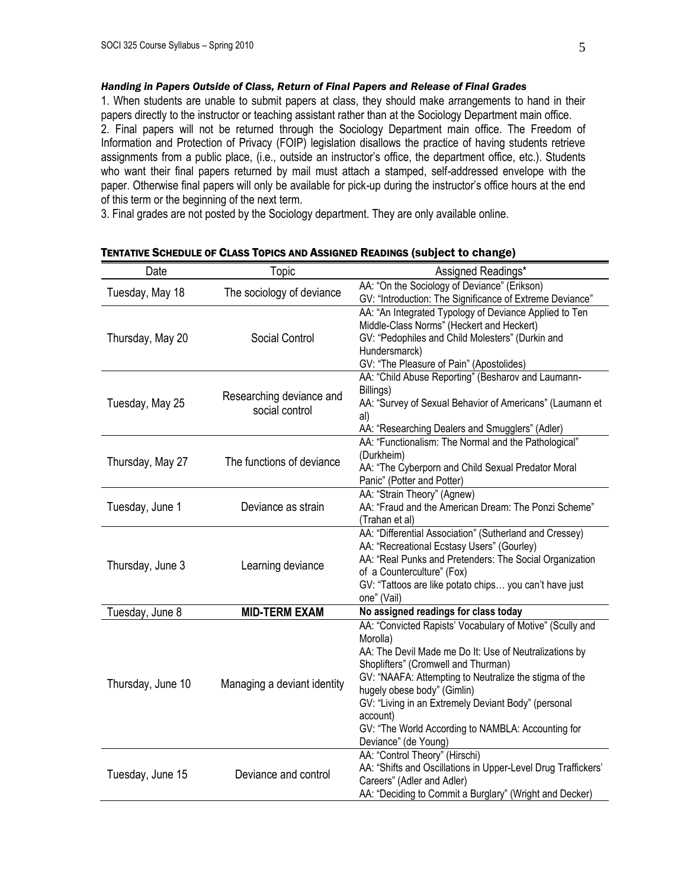### *Handing in Papers Outside of Class, Return of Final Papers and Release of Final Grades*

1. When students are unable to submit papers at class, they should make arrangements to hand in their papers directly to the instructor or teaching assistant rather than at the Sociology Department main office.
2. Final papers will not be returned through the Sociology Department main office. The Freedom of Information and Protection of Privacy (FOIP) legislation disallows the practice of having students retrieve assignments from a public place, (i.e., outside an instructor's office, the department office, etc.). Students who want their final papers returned by mail must attach a stamped, self-addressed envelope with the paper. Otherwise final papers will only be available for pick-up during the instructor's office hours at the end of this term or the beginning of the next term.
3. Final grades are not posted by the Sociology department. They are only available online.

### TENTATIVE SCHEDULE OF CLASS TOPICS AND ASSIGNED READINGS (subject to change)

| Date | Topic | Assigned Readings* |
|---|---|---|
| Tuesday, May 18 | The sociology of deviance | AA: "On the Sociology of Deviance" (Erikson)<br>GV: "Introduction: The Significance of Extreme Deviance" |
| Thursday, May 20 | Social Control | AA: "An Integrated Typology of Deviance Applied to Ten Middle-Class Norms" (Heckert and Heckert)<br>GV: "Pedophiles and Child Molesters" (Durkin and Hundersmarck)<br>GV: "The Pleasure of Pain" (Apostolides) |
| Tuesday, May 25 | Researching deviance and social control | AA: "Child Abuse Reporting" (Besharov and Laumann-Billings)<br>AA: "Survey of Sexual Behavior of Americans" (Laumann et al)<br>AA: "Researching Dealers and Smugglers" (Adler) |
| Thursday, May 27 | The functions of deviance | AA: "Functionalism: The Normal and the Pathological" (Durkheim)<br>AA: "The Cyberporn and Child Sexual Predator Moral Panic" (Potter and Potter) |
| Tuesday, June 1 | Deviance as strain | AA: "Strain Theory" (Agnew)<br>AA: "Fraud and the American Dream: The Ponzi Scheme" (Trahan et al) |
| Thursday, June 3 | Learning deviance | AA: "Differential Association" (Sutherland and Cressey)<br>AA: "Recreational Ecstasy Users" (Gourley)<br>AA: "Real Punks and Pretenders: The Social Organization of a Counterculture" (Fox)<br>GV: "Tattoos are like potato chips… you can't have just one" (Vail) |
| Tuesday, June 8 | **MID-TERM EXAM** | **No assigned readings for class today** |
| Thursday, June 10 | Managing a deviant identity | AA: "Convicted Rapists' Vocabulary of Motive" (Scully and Morolla)<br>AA: The Devil Made me Do It: Use of Neutralizations by Shoplifters" (Cromwell and Thurman)<br>GV: "NAAFA: Attempting to Neutralize the stigma of the hugely obese body" (Gimlin)<br>GV: "Living in an Extremely Deviant Body" (personal account)<br>GV: "The World According to NAMBLA: Accounting for Deviance" (de Young) |
| Tuesday, June 15 | Deviance and control | AA: "Control Theory" (Hirschi)<br>AA: "Shifts and Oscillations in Upper-Level Drug Traffickers' Careers" (Adler and Adler)<br>AA: "Deciding to Commit a Burglary" (Wright and Decker) |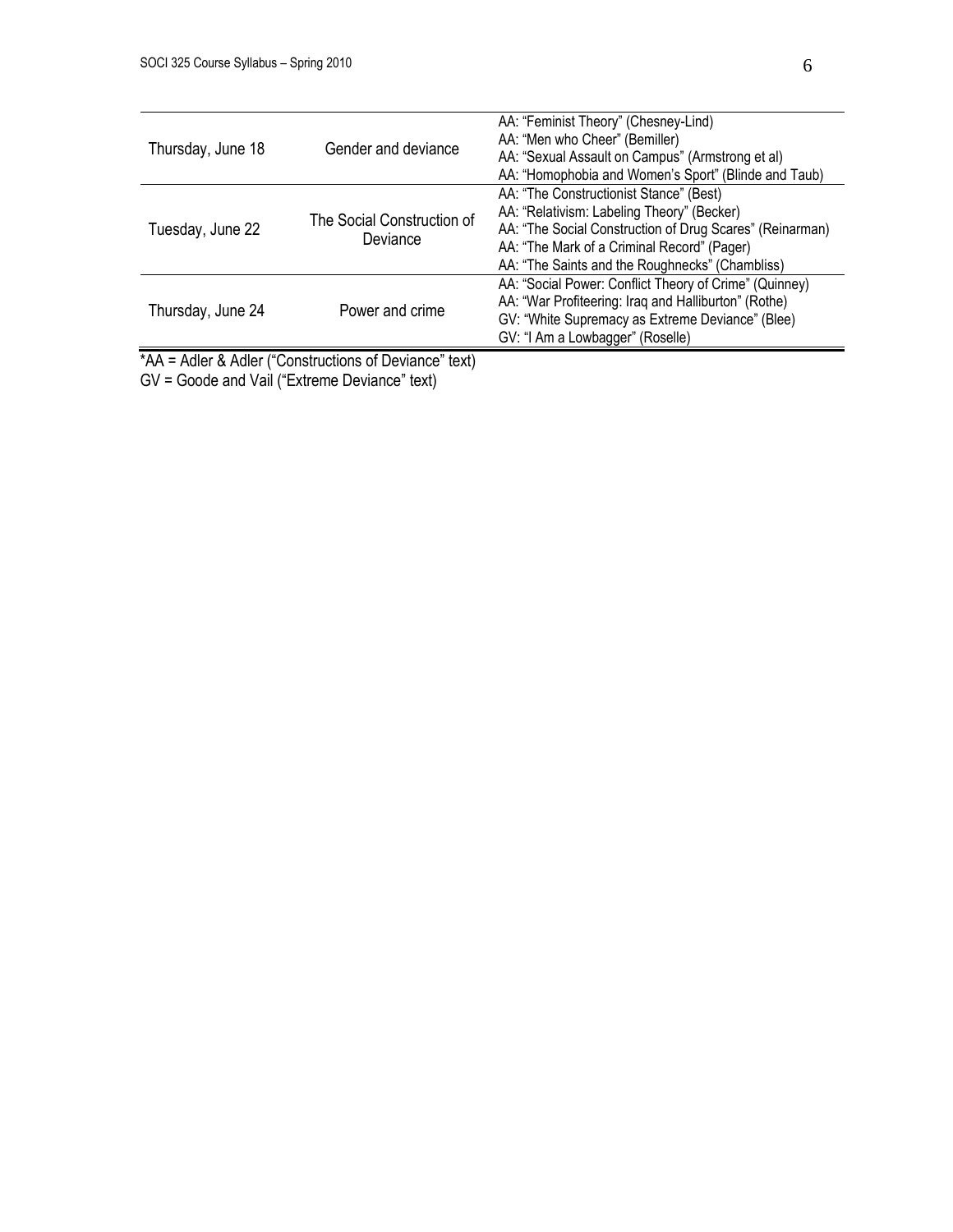| | | |
|---|---|---|
| Thursday, June 18 | Gender and deviance | AA: "Feminist Theory" (Chesney-Lind)<br>AA: "Men who Cheer" (Bemiller)<br>AA: "Sexual Assault on Campus" (Armstrong et al)<br>AA: "Homophobia and Women's Sport" (Blinde and Taub) |
| Tuesday, June 22 | The Social Construction of Deviance | AA: "The Constructionist Stance" (Best)<br>AA: "Relativism: Labeling Theory" (Becker)<br>AA: "The Social Construction of Drug Scares" (Reinarman)<br>AA: "The Mark of a Criminal Record" (Pager)<br>AA: "The Saints and the Roughnecks" (Chambliss) |
| Thursday, June 24 | Power and crime | AA: "Social Power: Conflict Theory of Crime" (Quinney)<br>AA: "War Profiteering: Iraq and Halliburton" (Rothe)<br>GV: "White Supremacy as Extreme Deviance" (Blee)<br>GV: "I Am a Lowbagger" (Roselle) |

*AA = Adler & Adler ("Constructions of Deviance" text)
GV = Goode and Vail ("Extreme Deviance" text)